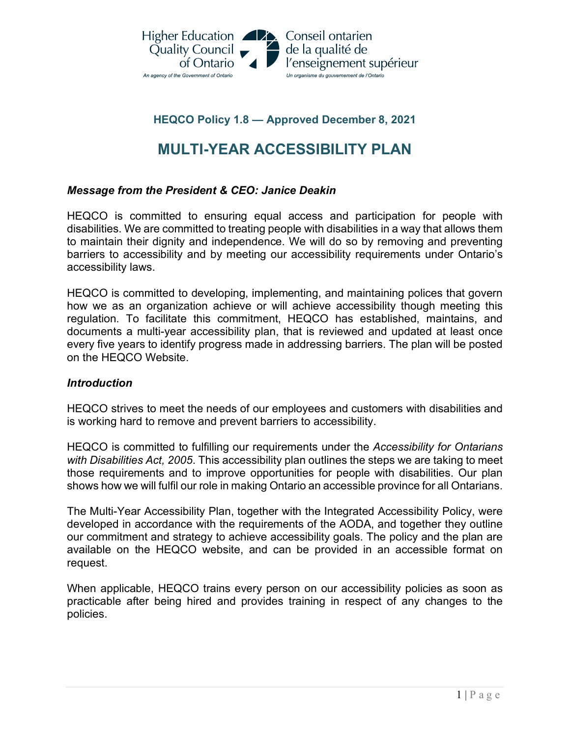Higher Education Quality Council of Ontario
An agency of the Government of Ontario

Conseil ontarien de la qualité de l'enseignement supérieur
Un organisme du gouvernement de l'Ontario

**HEQCO Policy 1.8 — Approved December 8, 2021**

# MULTI-YEAR ACCESSIBILITY PLAN

### *Message from the President & CEO: Janice Deakin*

HEQCO is committed to ensuring equal access and participation for people with disabilities. We are committed to treating people with disabilities in a way that allows them to maintain their dignity and independence. We will do so by removing and preventing barriers to accessibility and by meeting our accessibility requirements under Ontario's accessibility laws.

HEQCO is committed to developing, implementing, and maintaining polices that govern how we as an organization achieve or will achieve accessibility though meeting this regulation. To facilitate this commitment, HEQCO has established, maintains, and documents a multi-year accessibility plan, that is reviewed and updated at least once every five years to identify progress made in addressing barriers. The plan will be posted on the HEQCO Website.

### *Introduction*

HEQCO strives to meet the needs of our employees and customers with disabilities and is working hard to remove and prevent barriers to accessibility.

HEQCO is committed to fulfilling our requirements under the *Accessibility for Ontarians with Disabilities Act, 2005*. This accessibility plan outlines the steps we are taking to meet those requirements and to improve opportunities for people with disabilities. Our plan shows how we will fulfil our role in making Ontario an accessible province for all Ontarians.

The Multi-Year Accessibility Plan, together with the Integrated Accessibility Policy, were developed in accordance with the requirements of the AODA, and together they outline our commitment and strategy to achieve accessibility goals. The policy and the plan are available on the HEQCO website, and can be provided in an accessible format on request.

When applicable, HEQCO trains every person on our accessibility policies as soon as practicable after being hired and provides training in respect of any changes to the policies.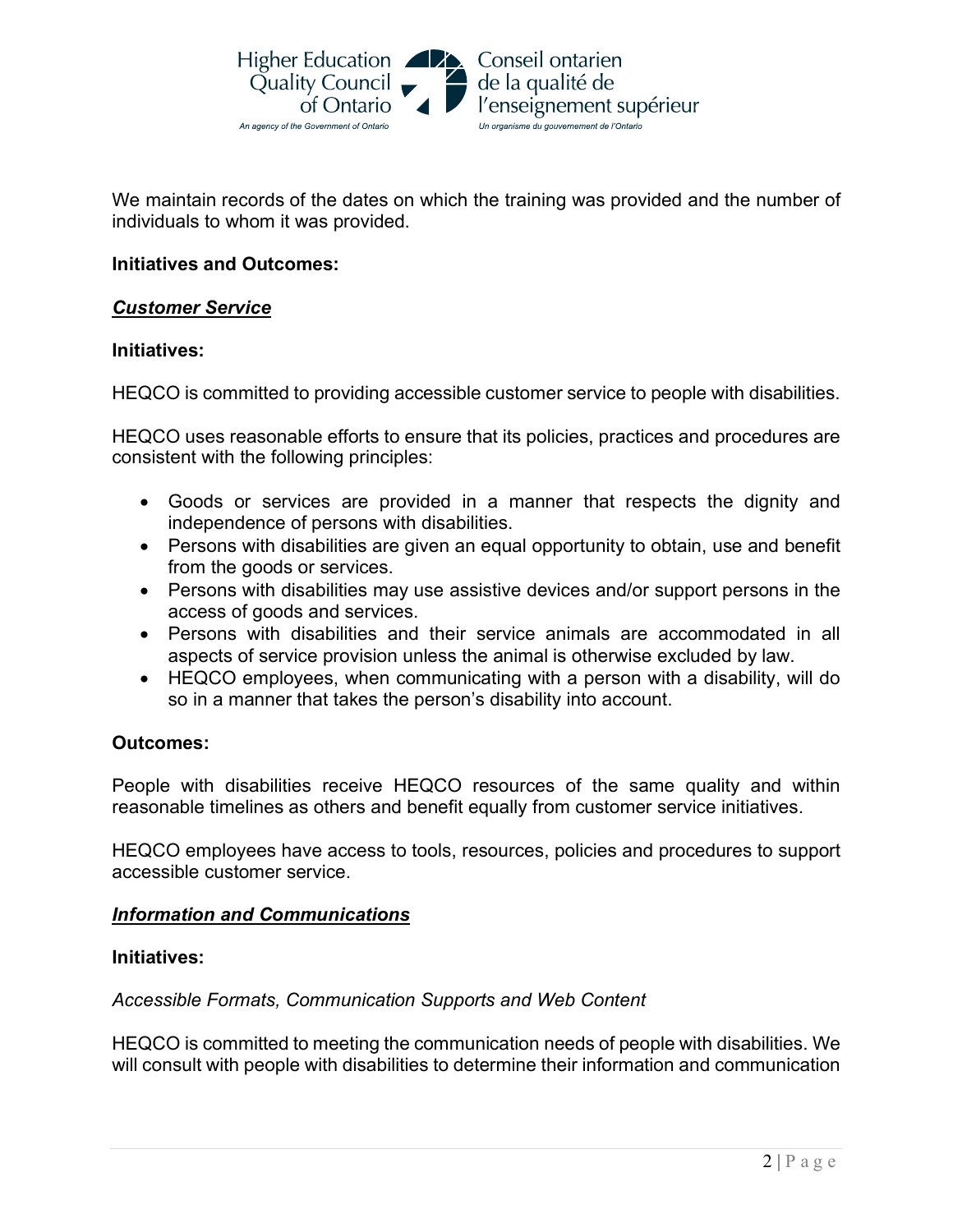We maintain records of the dates on which the training was provided and the number of individuals to whom it was provided.

**Initiatives and Outcomes:**

***Customer Service***

**Initiatives:**

HEQCO is committed to providing accessible customer service to people with disabilities.

HEQCO uses reasonable efforts to ensure that its policies, practices and procedures are consistent with the following principles:

- Goods or services are provided in a manner that respects the dignity and independence of persons with disabilities.
- Persons with disabilities are given an equal opportunity to obtain, use and benefit from the goods or services.
- Persons with disabilities may use assistive devices and/or support persons in the access of goods and services.
- Persons with disabilities and their service animals are accommodated in all aspects of service provision unless the animal is otherwise excluded by law.
- HEQCO employees, when communicating with a person with a disability, will do so in a manner that takes the person's disability into account.

**Outcomes:**

People with disabilities receive HEQCO resources of the same quality and within reasonable timelines as others and benefit equally from customer service initiatives.

HEQCO employees have access to tools, resources, policies and procedures to support accessible customer service.

***Information and Communications***

**Initiatives:**

*Accessible Formats, Communication Supports and Web Content*

HEQCO is committed to meeting the communication needs of people with disabilities. We will consult with people with disabilities to determine their information and communication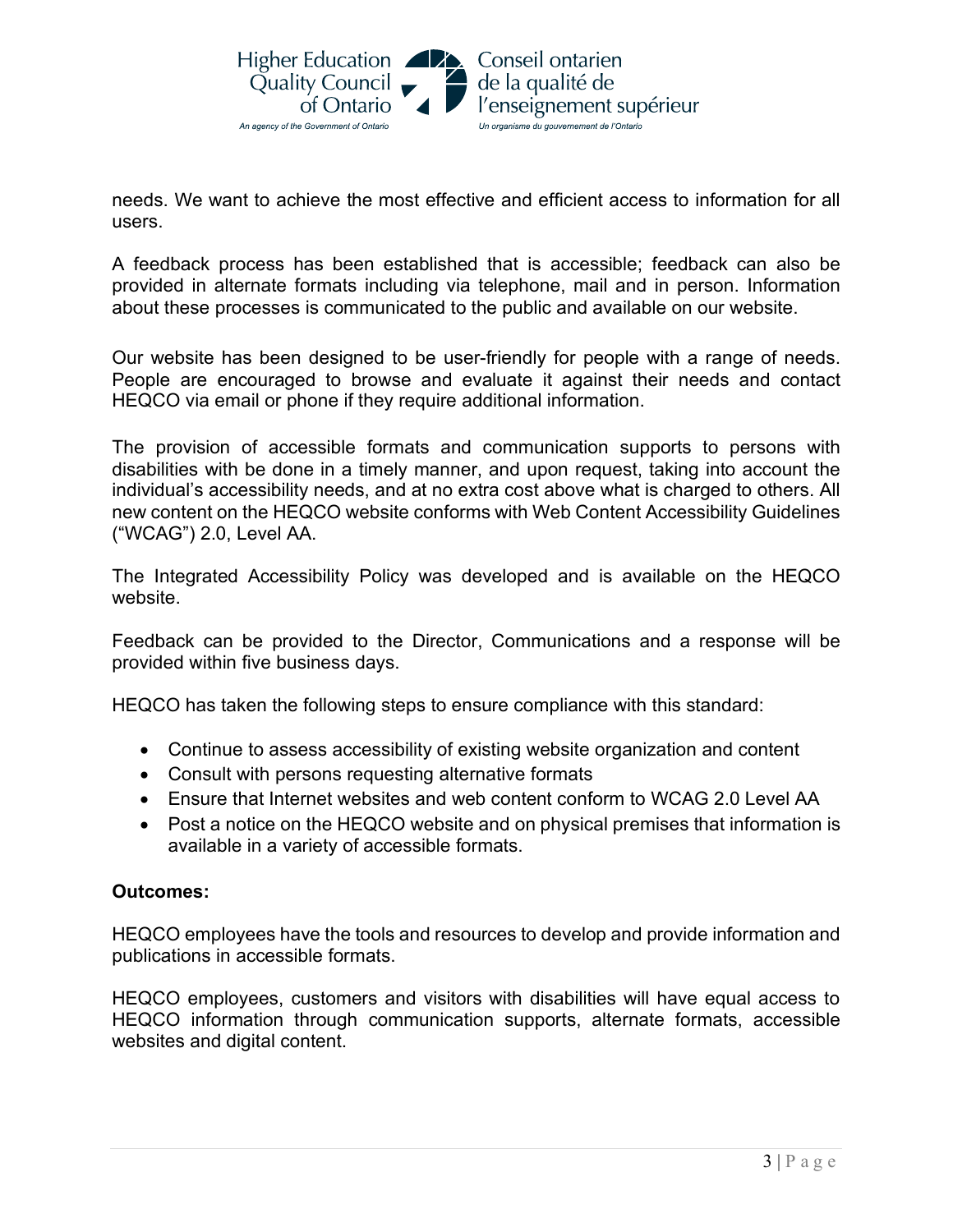needs. We want to achieve the most effective and efficient access to information for all users.

A feedback process has been established that is accessible; feedback can also be provided in alternate formats including via telephone, mail and in person. Information about these processes is communicated to the public and available on our website.

Our website has been designed to be user-friendly for people with a range of needs. People are encouraged to browse and evaluate it against their needs and contact HEQCO via email or phone if they require additional information.

The provision of accessible formats and communication supports to persons with disabilities with be done in a timely manner, and upon request, taking into account the individual's accessibility needs, and at no extra cost above what is charged to others. All new content on the HEQCO website conforms with Web Content Accessibility Guidelines ("WCAG") 2.0, Level AA.

The Integrated Accessibility Policy was developed and is available on the HEQCO website.

Feedback can be provided to the Director, Communications and a response will be provided within five business days.

HEQCO has taken the following steps to ensure compliance with this standard:

- Continue to assess accessibility of existing website organization and content
- Consult with persons requesting alternative formats
- Ensure that Internet websites and web content conform to WCAG 2.0 Level AA
- Post a notice on the HEQCO website and on physical premises that information is available in a variety of accessible formats.

**Outcomes:**

HEQCO employees have the tools and resources to develop and provide information and publications in accessible formats.

HEQCO employees, customers and visitors with disabilities will have equal access to HEQCO information through communication supports, alternate formats, accessible websites and digital content.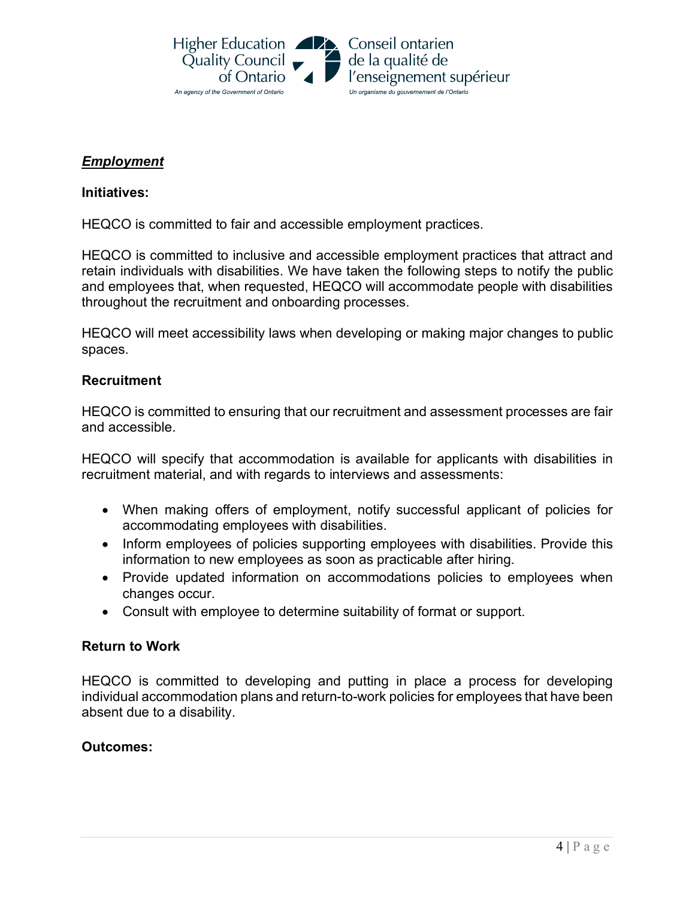***Employment***

**Initiatives:**

HEQCO is committed to fair and accessible employment practices.

HEQCO is committed to inclusive and accessible employment practices that attract and retain individuals with disabilities. We have taken the following steps to notify the public and employees that, when requested, HEQCO will accommodate people with disabilities throughout the recruitment and onboarding processes.

HEQCO will meet accessibility laws when developing or making major changes to public spaces.

**Recruitment**

HEQCO is committed to ensuring that our recruitment and assessment processes are fair and accessible.

HEQCO will specify that accommodation is available for applicants with disabilities in recruitment material, and with regards to interviews and assessments:

- When making offers of employment, notify successful applicant of policies for accommodating employees with disabilities.
- Inform employees of policies supporting employees with disabilities. Provide this information to new employees as soon as practicable after hiring.
- Provide updated information on accommodations policies to employees when changes occur.
- Consult with employee to determine suitability of format or support.

**Return to Work**

HEQCO is committed to developing and putting in place a process for developing individual accommodation plans and return-to-work policies for employees that have been absent due to a disability.

**Outcomes:**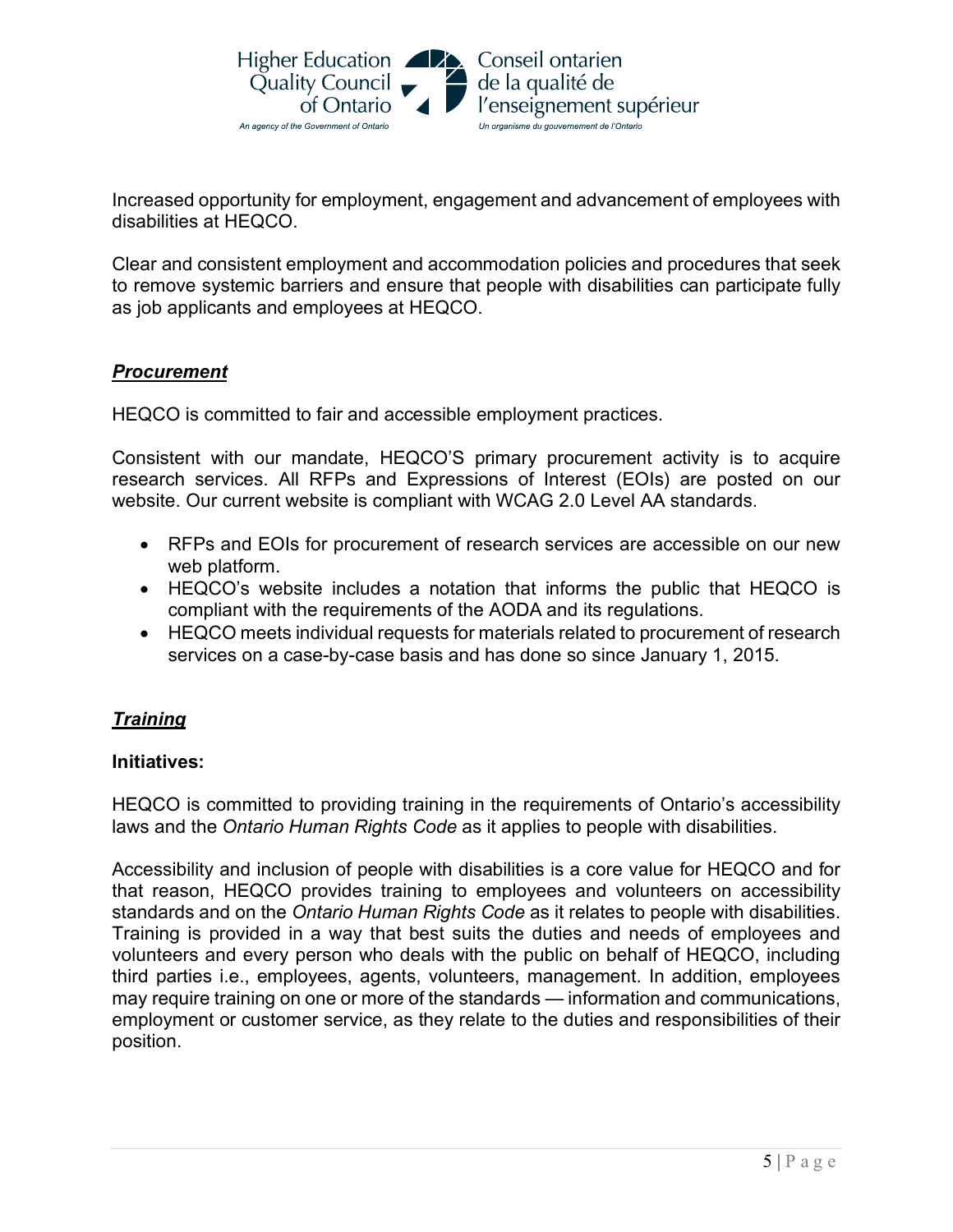Increased opportunity for employment, engagement and advancement of employees with disabilities at HEQCO.

Clear and consistent employment and accommodation policies and procedures that seek to remove systemic barriers and ensure that people with disabilities can participate fully as job applicants and employees at HEQCO.

### ***Procurement***

HEQCO is committed to fair and accessible employment practices.

Consistent with our mandate, HEQCO'S primary procurement activity is to acquire research services. All RFPs and Expressions of Interest (EOIs) are posted on our website. Our current website is compliant with WCAG 2.0 Level AA standards.

- RFPs and EOIs for procurement of research services are accessible on our new web platform.
- HEQCO's website includes a notation that informs the public that HEQCO is compliant with the requirements of the AODA and its regulations.
- HEQCO meets individual requests for materials related to procurement of research services on a case-by-case basis and has done so since January 1, 2015.

### ***Training***

**Initiatives:**

HEQCO is committed to providing training in the requirements of Ontario's accessibility laws and the *Ontario Human Rights Code* as it applies to people with disabilities.

Accessibility and inclusion of people with disabilities is a core value for HEQCO and for that reason, HEQCO provides training to employees and volunteers on accessibility standards and on the *Ontario Human Rights Code* as it relates to people with disabilities. Training is provided in a way that best suits the duties and needs of employees and volunteers and every person who deals with the public on behalf of HEQCO, including third parties i.e., employees, agents, volunteers, management. In addition, employees may require training on one or more of the standards — information and communications, employment or customer service, as they relate to the duties and responsibilities of their position.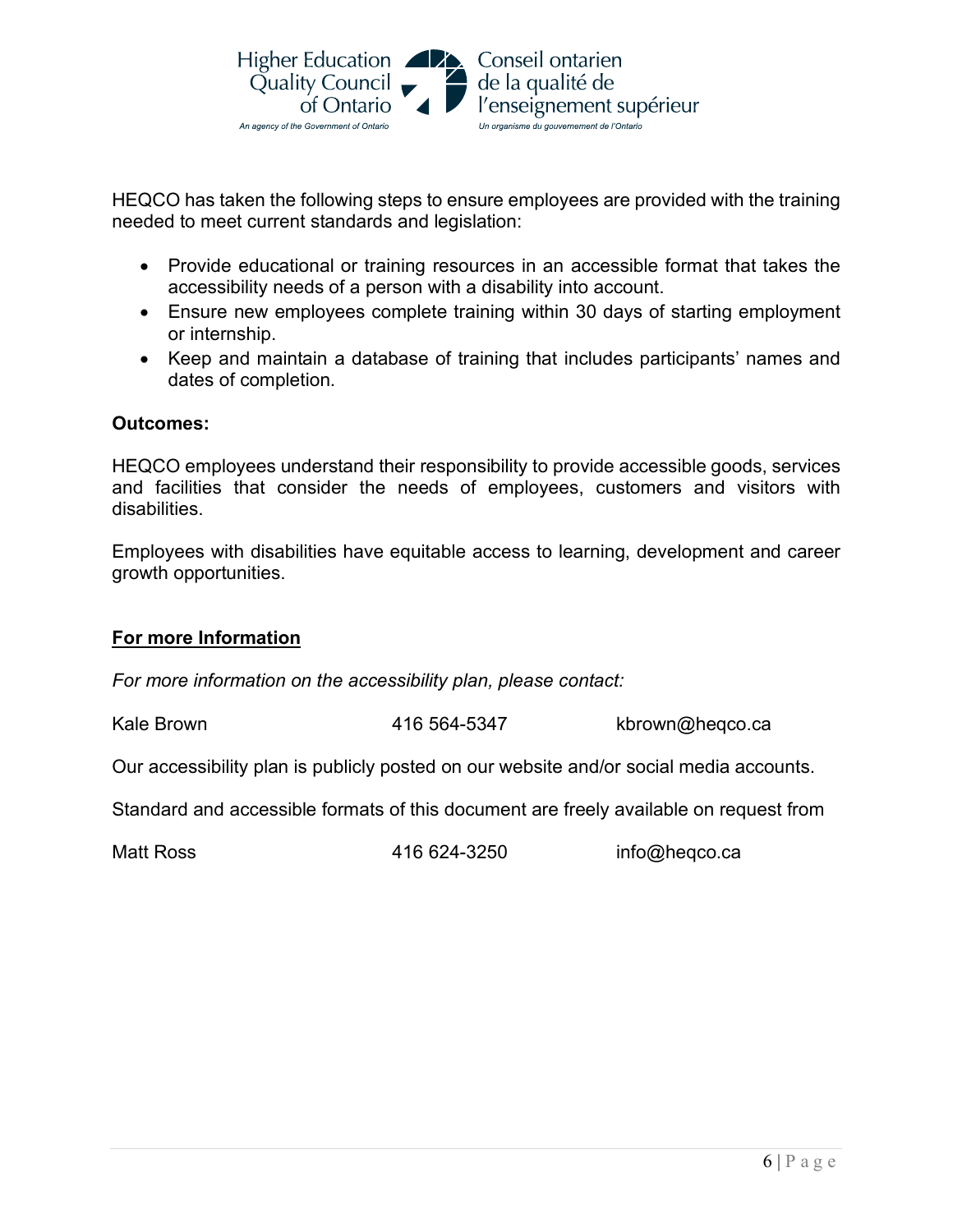HEQCO has taken the following steps to ensure employees are provided with the training needed to meet current standards and legislation:

- Provide educational or training resources in an accessible format that takes the accessibility needs of a person with a disability into account.
- Ensure new employees complete training within 30 days of starting employment or internship.
- Keep and maintain a database of training that includes participants' names and dates of completion.

**Outcomes:**

HEQCO employees understand their responsibility to provide accessible goods, services and facilities that consider the needs of employees, customers and visitors with disabilities.

Employees with disabilities have equitable access to learning, development and career growth opportunities.

## **For more Information**

*For more information on the accessibility plan, please contact:*

Kale Brown 416 564-5347 kbrown@heqco.ca

Our accessibility plan is publicly posted on our website and/or social media accounts.

Standard and accessible formats of this document are freely available on request from

Matt Ross 416 624-3250 info@heqco.ca